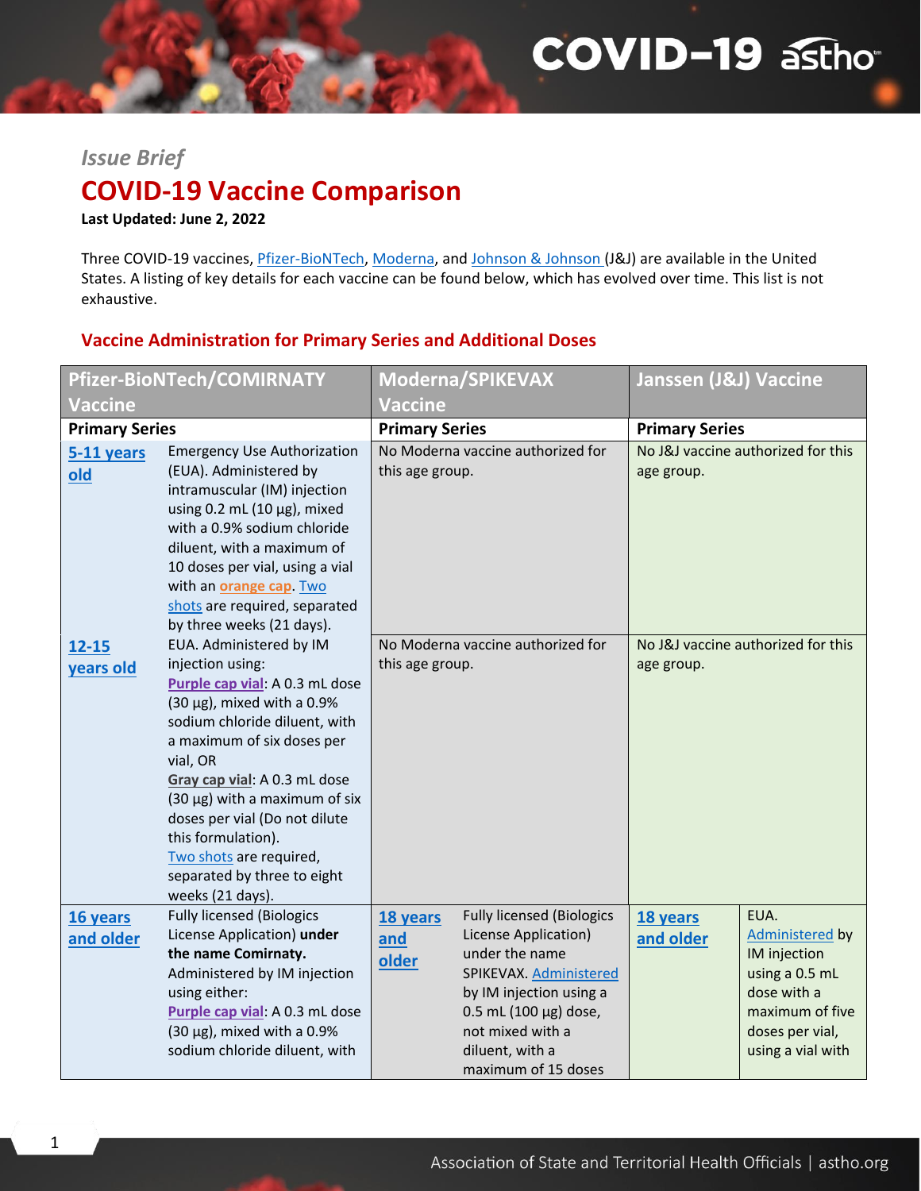*Issue Brief*

# COVID-19 Vaccine Comparison

**Last Updated: June 2, 2022**

Three COVID-19 vaccines, Pfizer-BioNTech, Moderna, and Johnson & Johnson (J&J) are available in the United States. A listing of key details for each vaccine can be found below, which has evolved over time. This list is not exhaustive.

## Vaccine Administration for Primary Series and Additional Doses

| Pfizer-BioNTech/COMIRNATY Vaccine | | Moderna/SPIKEVAX Vaccine | | Janssen (J&J) Vaccine | |
|---|---|---|---|---|---|
| **Primary Series** | | **Primary Series** | | **Primary Series** | |
| **5-11 years old** | Emergency Use Authorization (EUA). Administered by intramuscular (IM) injection using 0.2 mL (10 µg), mixed with a 0.9% sodium chloride diluent, with a maximum of 10 doses per vial, using a vial with an **orange cap**. Two shots are required, separated by three weeks (21 days). | No Moderna vaccine authorized for this age group. | | No J&J vaccine authorized for this age group. | |
| **12-15 years old** | EUA. Administered by IM injection using: **Purple cap vial**: A 0.3 mL dose (30 µg), mixed with a 0.9% sodium chloride diluent, with a maximum of six doses per vial, OR **Gray cap vial**: A 0.3 mL dose (30 µg) with a maximum of six doses per vial (Do not dilute this formulation). Two shots are required, separated by three to eight weeks (21 days). | No Moderna vaccine authorized for this age group. | | No J&J vaccine authorized for this age group. | |
| **16 years and older** | Fully licensed (Biologics License Application) **under the name Comirnaty.** Administered by IM injection using either: **Purple cap vial**: A 0.3 mL dose (30 µg), mixed with a 0.9% sodium chloride diluent, with | **18 years and older** | Fully licensed (Biologics License Application) under the name SPIKEVAX. Administered by IM injection using a 0.5 mL (100 µg) dose, not mixed with a diluent, with a maximum of 15 doses | **18 years and older** | EUA. Administered by IM injection using a 0.5 mL dose with a maximum of five doses per vial, using a vial with |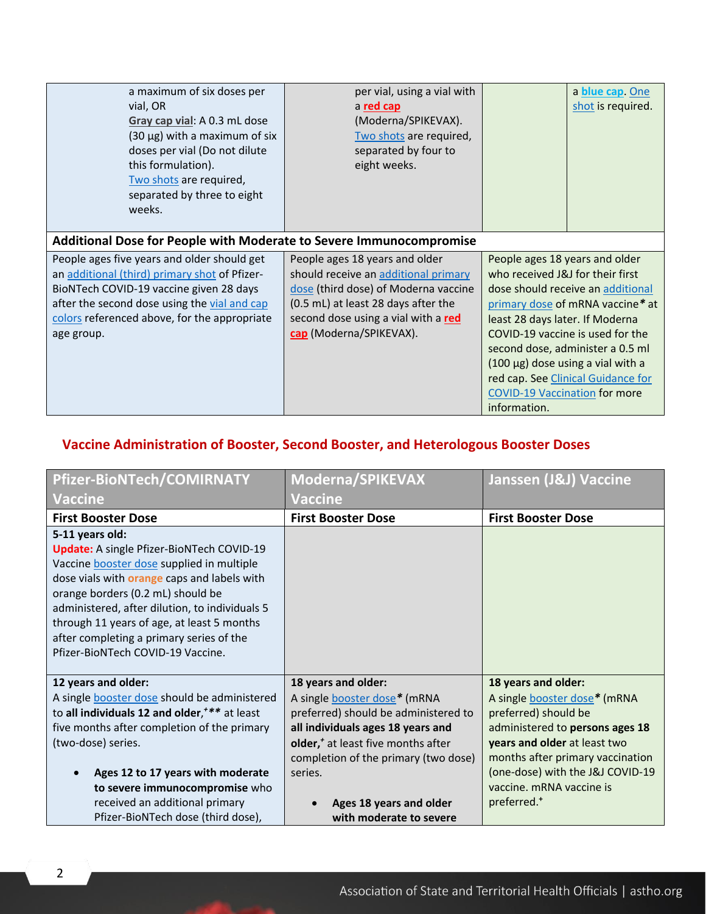| | | |
|---|---|---|
| a maximum of six doses per vial, OR<br>**Gray cap vial**: A 0.3 mL dose (30 µg) with a maximum of six doses per vial (Do not dilute this formulation).<br>Two shots are required, separated by three to eight weeks. | per vial, using a vial with a **red cap** (Moderna/SPIKEVAX).<br>Two shots are required, separated by four to eight weeks. | a **blue cap**. One shot is required. |
| **Additional Dose for People with Moderate to Severe Immunocompromise** | | |
| People ages five years and older should get an additional (third) primary shot of Pfizer-BioNTech COVID-19 vaccine given 28 days after the second dose using the vial and cap colors referenced above, for the appropriate age group. | People ages 18 years and older should receive an additional primary dose (third dose) of Moderna vaccine (0.5 mL) at least 28 days after the second dose using a vial with a **red cap** (Moderna/SPIKEVAX). | People ages 18 years and older who received J&J for their first dose should receive an additional primary dose of mRNA vaccine*** at least 28 days later. If Moderna COVID-19 vaccine is used for the second dose, administer a 0.5 ml (100 µg) dose using a vial with a red cap. See Clinical Guidance for COVID-19 Vaccination for more information. |

## Vaccine Administration of Booster, Second Booster, and Heterologous Booster Doses

| Pfizer-BioNTech/COMIRNATY Vaccine | Moderna/SPIKEVAX Vaccine | Janssen (J&J) Vaccine |
|---|---|---|
| **First Booster Dose** | **First Booster Dose** | **First Booster Dose** |
| **5-11 years old:**<br>**Update:** A single Pfizer-BioNTech COVID-19 Vaccine booster dose supplied in multiple dose vials with **orange** caps and labels with orange borders (0.2 mL) should be administered, after dilution, to individuals 5 through 11 years of age, at least 5 months after completing a primary series of the Pfizer-BioNTech COVID-19 Vaccine. | | |
| **12 years and older:**<br>A single booster dose should be administered to **all individuals 12 and older**,⁺** at least five months after completion of the primary (two-dose) series.<br><br>• **Ages 12 to 17 years with moderate to severe immunocompromise** who received an additional primary Pfizer-BioNTech dose (third dose), | **18 years and older:**<br>A single booster dose*** (mRNA preferred) should be administered to **all individuals ages 18 years and older**,⁺ at least five months after completion of the primary (two dose) series.<br><br>• **Ages 18 years and older with moderate to severe** | **18 years and older:**<br>A single booster dose*** (mRNA preferred) should be administered to **persons ages 18 years and older** at least two months after primary vaccination (one-dose) with the J&J COVID-19 vaccine. mRNA vaccine is preferred.⁺ |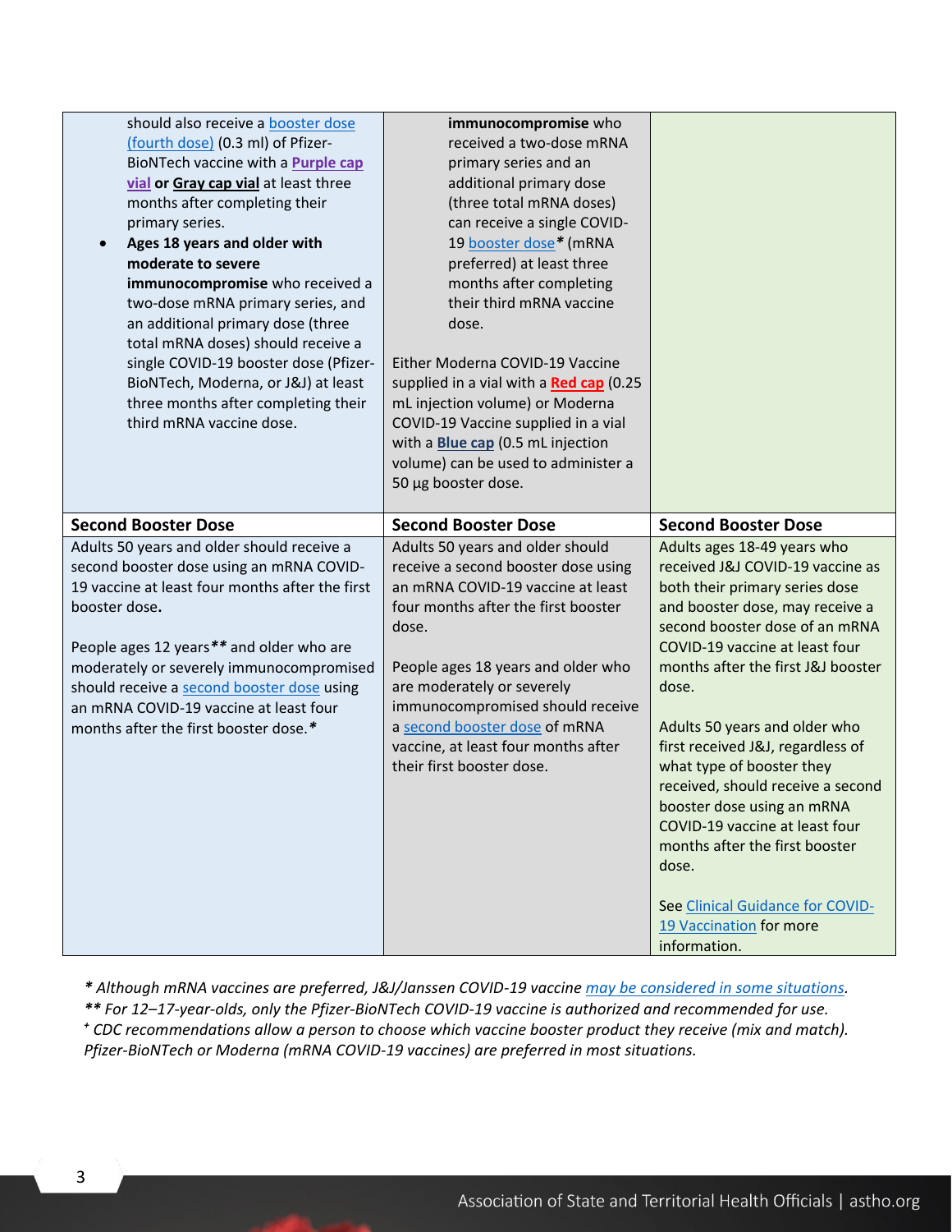| | | |
|---|---|---|
| should also receive a booster dose (fourth dose) (0.3 ml) of Pfizer-BioNTech vaccine with a **Purple cap vial** **or** **Gray cap vial** at least three months after completing their primary series.<br>• **Ages 18 years and older with moderate to severe immunocompromise** who received a two-dose mRNA primary series, and an additional primary dose (three total mRNA doses) should receive a single COVID-19 booster dose (Pfizer-BioNTech, Moderna, or J&J) at least three months after completing their third mRNA vaccine dose. | **immunocompromise** who received a two-dose mRNA primary series and an additional primary dose (three total mRNA doses) can receive a single COVID-19 booster dose* (mRNA preferred) at least three months after completing their third mRNA vaccine dose.<br><br>Either Moderna COVID-19 Vaccine supplied in a vial with a **Red cap** (0.25 mL injection volume) or Moderna COVID-19 Vaccine supplied in a vial with a **Blue cap** (0.5 mL injection volume) can be used to administer a 50 µg booster dose. | |
| **Second Booster Dose** | **Second Booster Dose** | **Second Booster Dose** |
| Adults 50 years and older should receive a second booster dose using an mRNA COVID-19 vaccine at least four months after the first booster dose.<br><br>People ages 12 years** and older who are moderately or severely immunocompromised should receive a second booster dose using an mRNA COVID-19 vaccine at least four months after the first booster dose.* | Adults 50 years and older should receive a second booster dose using an mRNA COVID-19 vaccine at least four months after the first booster dose.<br><br>People ages 18 years and older who are moderately or severely immunocompromised should receive a second booster dose of mRNA vaccine, at least four months after their first booster dose. | Adults ages 18-49 years who received J&J COVID-19 vaccine as both their primary series dose and booster dose, may receive a second booster dose of an mRNA COVID-19 vaccine at least four months after the first J&J booster dose.<br><br>Adults 50 years and older who first received J&J, regardless of what type of booster they received, should receive a second booster dose using an mRNA COVID-19 vaccine at least four months after the first booster dose.<br><br>See Clinical Guidance for COVID-19 Vaccination for more information. |

*\* Although mRNA vaccines are preferred, J&J/Janssen COVID-19 vaccine may be considered in some situations.*
*\*\* For 12–17-year-olds, only the Pfizer-BioNTech COVID-19 vaccine is authorized and recommended for use.*
*+ CDC recommendations allow a person to choose which vaccine booster product they receive (mix and match). Pfizer-BioNTech or Moderna (mRNA COVID-19 vaccines) are preferred in most situations.*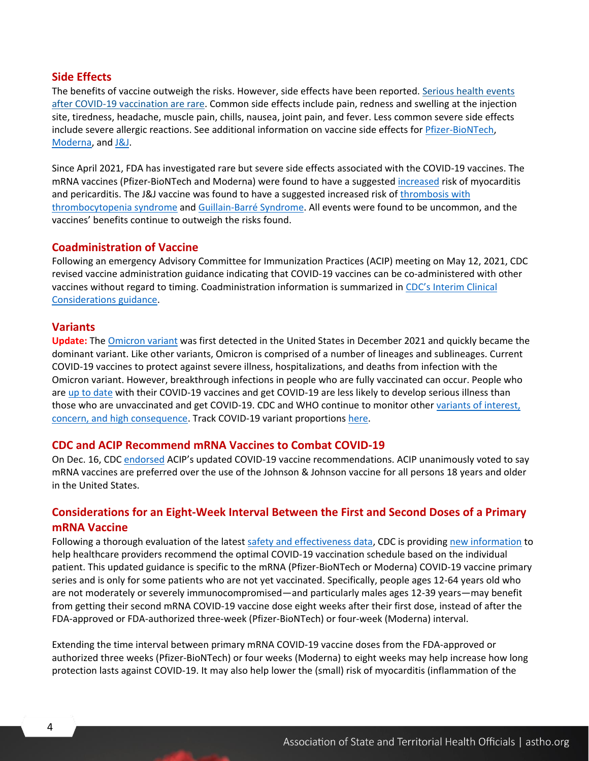## Side Effects

The benefits of vaccine outweigh the risks. However, side effects have been reported. Serious health events after COVID-19 vaccination are rare. Common side effects include pain, redness and swelling at the injection site, tiredness, headache, muscle pain, chills, nausea, joint pain, and fever. Less common severe side effects include severe allergic reactions. See additional information on vaccine side effects for Pfizer-BioNTech, Moderna, and J&J.

Since April 2021, FDA has investigated rare but severe side effects associated with the COVID-19 vaccines. The mRNA vaccines (Pfizer-BioNTech and Moderna) were found to have a suggested increased risk of myocarditis and pericarditis. The J&J vaccine was found to have a suggested increased risk of thrombosis with thrombocytopenia syndrome and Guillain-Barré Syndrome. All events were found to be uncommon, and the vaccines' benefits continue to outweigh the risks found.

## Coadministration of Vaccine

Following an emergency Advisory Committee for Immunization Practices (ACIP) meeting on May 12, 2021, CDC revised vaccine administration guidance indicating that COVID-19 vaccines can be co-administered with other vaccines without regard to timing. Coadministration information is summarized in CDC's Interim Clinical Considerations guidance.

## Variants

**Update:** The Omicron variant was first detected in the United States in December 2021 and quickly became the dominant variant. Like other variants, Omicron is comprised of a number of lineages and sublineages. Current COVID-19 vaccines to protect against severe illness, hospitalizations, and deaths from infection with the Omicron variant. However, breakthrough infections in people who are fully vaccinated can occur. People who are up to date with their COVID-19 vaccines and get COVID-19 are less likely to develop serious illness than those who are unvaccinated and get COVID-19. CDC and WHO continue to monitor other variants of interest, concern, and high consequence. Track COVID-19 variant proportions here.

## CDC and ACIP Recommend mRNA Vaccines to Combat COVID-19

On Dec. 16, CDC endorsed ACIP's updated COVID-19 vaccine recommendations. ACIP unanimously voted to say mRNA vaccines are preferred over the use of the Johnson & Johnson vaccine for all persons 18 years and older in the United States.

## Considerations for an Eight-Week Interval Between the First and Second Doses of a Primary mRNA Vaccine

Following a thorough evaluation of the latest safety and effectiveness data, CDC is providing new information to help healthcare providers recommend the optimal COVID-19 vaccination schedule based on the individual patient. This updated guidance is specific to the mRNA (Pfizer-BioNTech or Moderna) COVID-19 vaccine primary series and is only for some patients who are not yet vaccinated. Specifically, people ages 12-64 years old who are not moderately or severely immunocompromised—and particularly males ages 12-39 years—may benefit from getting their second mRNA COVID-19 vaccine dose eight weeks after their first dose, instead of after the FDA-approved or FDA-authorized three-week (Pfizer-BioNTech) or four-week (Moderna) interval.

Extending the time interval between primary mRNA COVID-19 vaccine doses from the FDA-approved or authorized three weeks (Pfizer-BioNTech) or four weeks (Moderna) to eight weeks may help increase how long protection lasts against COVID-19. It may also help lower the (small) risk of myocarditis (inflammation of the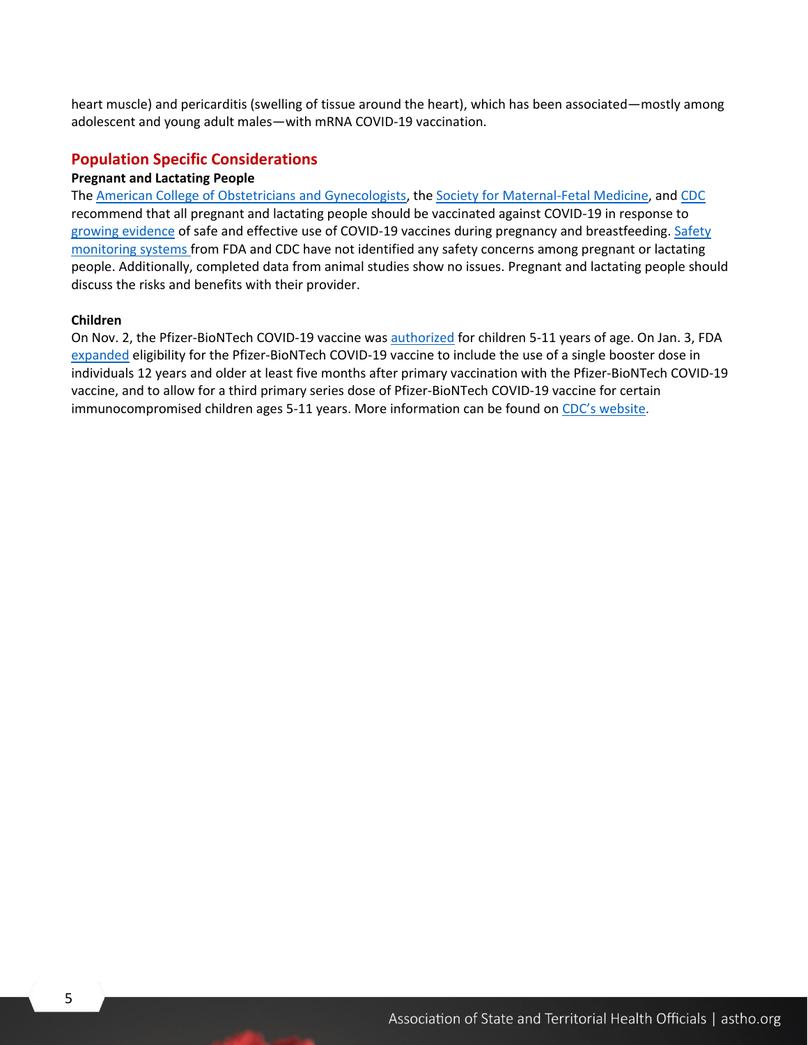heart muscle) and pericarditis (swelling of tissue around the heart), which has been associated—mostly among adolescent and young adult males—with mRNA COVID-19 vaccination.

## Population Specific Considerations

**Pregnant and Lactating People**

The American College of Obstetricians and Gynecologists, the Society for Maternal-Fetal Medicine, and CDC recommend that all pregnant and lactating people should be vaccinated against COVID-19 in response to growing evidence of safe and effective use of COVID-19 vaccines during pregnancy and breastfeeding. Safety monitoring systems from FDA and CDC have not identified any safety concerns among pregnant or lactating people. Additionally, completed data from animal studies show no issues. Pregnant and lactating people should discuss the risks and benefits with their provider.

**Children**

On Nov. 2, the Pfizer-BioNTech COVID-19 vaccine was authorized for children 5-11 years of age. On Jan. 3, FDA expanded eligibility for the Pfizer-BioNTech COVID-19 vaccine to include the use of a single booster dose in individuals 12 years and older at least five months after primary vaccination with the Pfizer-BioNTech COVID-19 vaccine, and to allow for a third primary series dose of Pfizer-BioNTech COVID-19 vaccine for certain immunocompromised children ages 5-11 years. More information can be found on CDC's website.